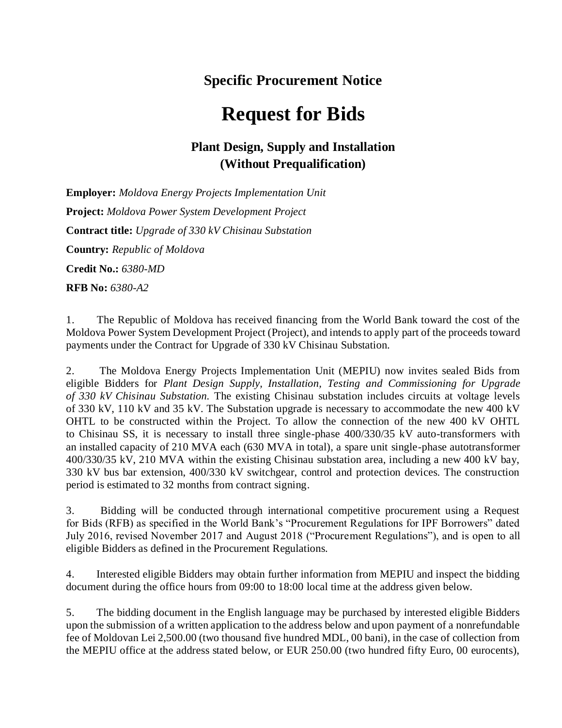## Specific Procurement Notice

# Request for Bids

### Plant Design, Supply and Installation
### (Without Prequalification)

**Employer:** *Moldova Energy Projects Implementation Unit*

**Project:** *Moldova Power System Development Project*

**Contract title:** *Upgrade of 330 kV Chisinau Substation*

**Country:** *Republic of Moldova*

**Credit No.:** *6380-MD*

**RFB No:** *6380-A2*

1. The Republic of Moldova has received financing from the World Bank toward the cost of the Moldova Power System Development Project (Project), and intends to apply part of the proceeds toward payments under the Contract for Upgrade of 330 kV Chisinau Substation.

2. The Moldova Energy Projects Implementation Unit (MEPIU) now invites sealed Bids from eligible Bidders for *Plant Design Supply, Installation, Testing and Commissioning for Upgrade of 330 kV Chisinau Substation.* The existing Chisinau substation includes circuits at voltage levels of 330 kV, 110 kV and 35 kV. The Substation upgrade is necessary to accommodate the new 400 kV OHTL to be constructed within the Project. To allow the connection of the new 400 kV OHTL to Chisinau SS, it is necessary to install three single-phase 400/330/35 kV auto-transformers with an installed capacity of 210 MVA each (630 MVA in total), a spare unit single-phase autotransformer 400/330/35 kV, 210 MVA within the existing Chisinau substation area, including a new 400 kV bay, 330 kV bus bar extension, 400/330 kV switchgear, control and protection devices. The construction period is estimated to 32 months from contract signing.

3. Bidding will be conducted through international competitive procurement using a Request for Bids (RFB) as specified in the World Bank's "Procurement Regulations for IPF Borrowers" dated July 2016, revised November 2017 and August 2018 ("Procurement Regulations"), and is open to all eligible Bidders as defined in the Procurement Regulations.

4. Interested eligible Bidders may obtain further information from MEPIU and inspect the bidding document during the office hours from 09:00 to 18:00 local time at the address given below.

5. The bidding document in the English language may be purchased by interested eligible Bidders upon the submission of a written application to the address below and upon payment of a nonrefundable fee of Moldovan Lei 2,500.00 (two thousand five hundred MDL, 00 bani), in the case of collection from the MEPIU office at the address stated below, or EUR 250.00 (two hundred fifty Euro, 00 eurocents),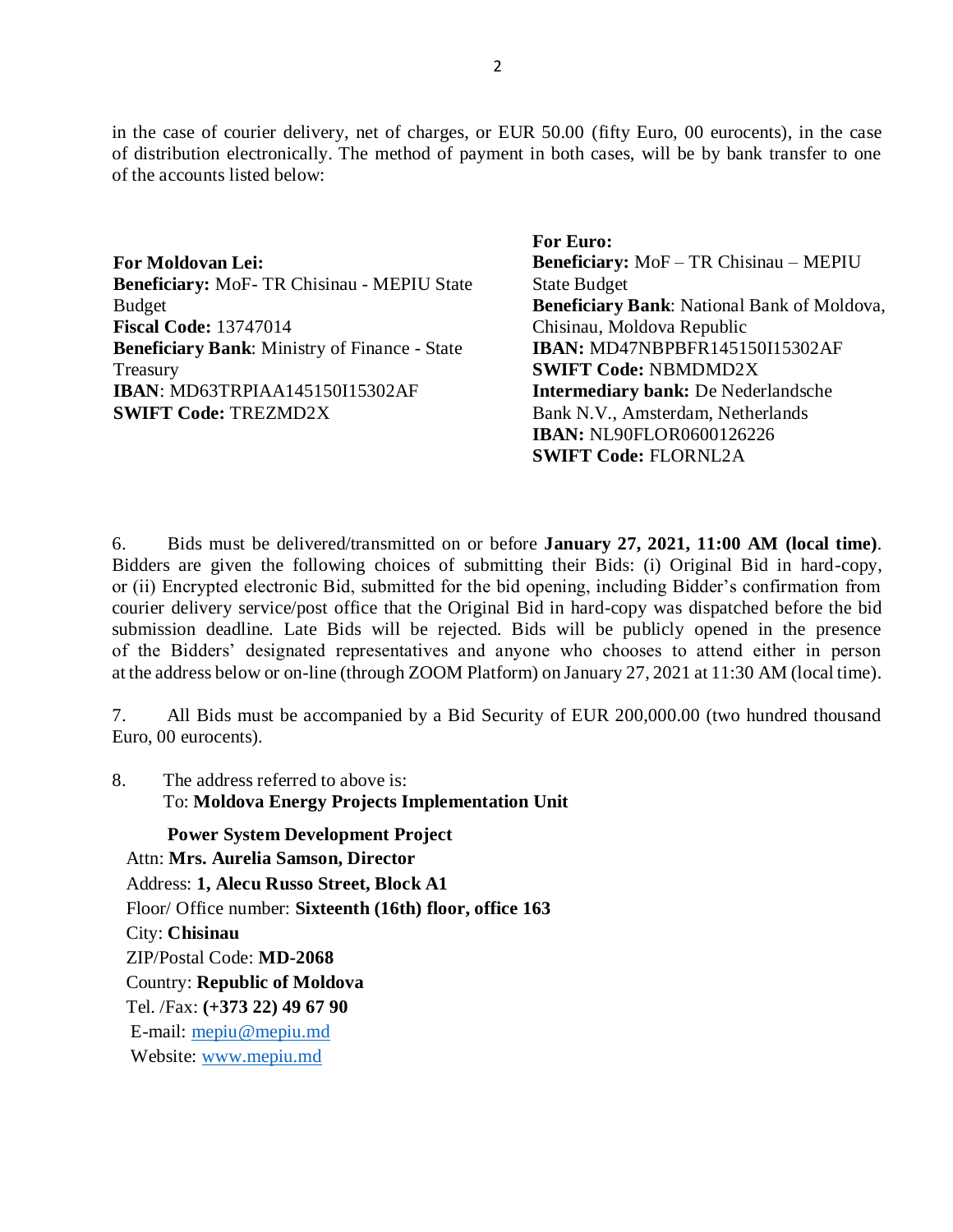in the case of courier delivery, net of charges, or EUR 50.00 (fifty Euro, 00 eurocents), in the case of distribution electronically. The method of payment in both cases, will be by bank transfer to one of the accounts listed below:

**For Moldovan Lei:**
**Beneficiary:** MoF- TR Chisinau - MEPIU State Budget
**Fiscal Code:** 13747014
**Beneficiary Bank**: Ministry of Finance - State Treasury
**IBAN**: MD63TRPIAA145150I15302AF
**SWIFT Code:** TREZMD2X

**For Euro:**
**Beneficiary:** MoF – TR Chisinau – MEPIU State Budget
**Beneficiary Bank**: National Bank of Moldova, Chisinau, Moldova Republic
**IBAN:** MD47NBPBFR145150I15302AF
**SWIFT Code:** NBMDMD2X
**Intermediary bank:** De Nederlandsche Bank N.V., Amsterdam, Netherlands
**IBAN:** NL90FLOR0600126226
**SWIFT Code:** FLORNL2A

6. Bids must be delivered/transmitted on or before **January 27, 2021, 11:00 AM (local time)**. Bidders are given the following choices of submitting their Bids: (i) Original Bid in hard-copy, or (ii) Encrypted electronic Bid, submitted for the bid opening, including Bidder's confirmation from courier delivery service/post office that the Original Bid in hard-copy was dispatched before the bid submission deadline. Late Bids will be rejected. Bids will be publicly opened in the presence of the Bidders' designated representatives and anyone who chooses to attend either in person at the address below or on-line (through ZOOM Platform) on January 27, 2021 at 11:30 AM (local time).

7. All Bids must be accompanied by a Bid Security of EUR 200,000.00 (two hundred thousand Euro, 00 eurocents).

8. The address referred to above is:
To: **Moldova Energy Projects Implementation Unit**

**Power System Development Project**
Attn: **Mrs. Aurelia Samson, Director**
Address: **1, Alecu Russo Street, Block A1**
Floor/ Office number: **Sixteenth (16th) floor, office 163**
City: **Chisinau**
ZIP/Postal Code: **MD-2068**
Country: **Republic of Moldova**
Tel. /Fax: **(+373 22) 49 67 90**
E-mail: mepiu@mepiu.md
Website: www.mepiu.md